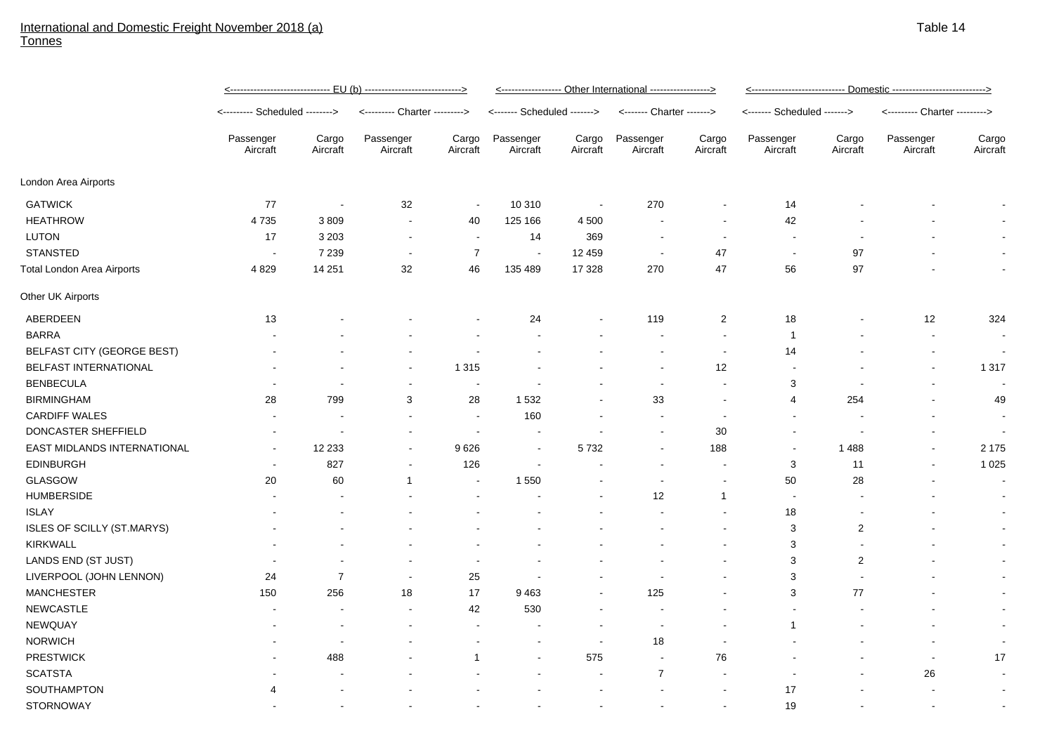International and Domestic Freight November 2018 (a)
Tonnes

Table 14

| | EU (b) | | | | Other International | | | | Domestic | | | |
|---|---|---|---|---|---|---|---|---|---|---|---|---|
| | Scheduled | | Charter | | Scheduled | | Charter | | Scheduled | | Charter | |
| | Passenger Aircraft | Cargo Aircraft | Passenger Aircraft | Cargo Aircraft | Passenger Aircraft | Cargo Aircraft | Passenger Aircraft | Cargo Aircraft | Passenger Aircraft | Cargo Aircraft | Passenger Aircraft | Cargo Aircraft |
| London Area Airports | | | | | | | | | | | | |
| GATWICK | 77 | - | 32 | - | 10 310 | - | 270 | - | 14 | - | - | - |
| HEATHROW | 4 735 | 3 809 | - | 40 | 125 166 | 4 500 | - | - | 42 | - | - | - |
| LUTON | 17 | 3 203 | - | - | 14 | 369 | - | - | - | - | - | - |
| STANSTED | - | 7 239 | - | 7 | - | 12 459 | - | 47 | - | 97 | - | - |
| Total London Area Airports | 4 829 | 14 251 | 32 | 46 | 135 489 | 17 328 | 270 | 47 | 56 | 97 | - | - |
| Other UK Airports | | | | | | | | | | | | |
| ABERDEEN | 13 | - | - | - | 24 | - | 119 | 2 | 18 | - | 12 | 324 |
| BARRA | - | - | - | - | - | - | - | - | 1 | - | - | - |
| BELFAST CITY (GEORGE BEST) | - | - | - | - | - | - | - | - | 14 | - | - | - |
| BELFAST INTERNATIONAL | - | - | - | 1 315 | - | - | - | 12 | - | - | - | 1 317 |
| BENBECULA | - | - | - | - | - | - | - | - | 3 | - | - | - |
| BIRMINGHAM | 28 | 799 | 3 | 28 | 1 532 | - | 33 | - | 4 | 254 | - | 49 |
| CARDIFF WALES | - | - | - | - | 160 | - | - | - | - | - | - | - |
| DONCASTER SHEFFIELD | - | - | - | - | - | - | - | 30 | - | - | - | - |
| EAST MIDLANDS INTERNATIONAL | - | 12 233 | - | 9 626 | - | 5 732 | - | 188 | - | 1 488 | - | 2 175 |
| EDINBURGH | - | 827 | - | 126 | - | - | - | - | 3 | 11 | - | 1 025 |
| GLASGOW | 20 | 60 | 1 | - | 1 550 | - | - | - | 50 | 28 | - | - |
| HUMBERSIDE | - | - | - | - | - | - | 12 | 1 | - | - | - | - |
| ISLAY | - | - | - | - | - | - | - | - | 18 | - | - | - |
| ISLES OF SCILLY (ST.MARYS) | - | - | - | - | - | - | - | - | 3 | 2 | - | - |
| KIRKWALL | - | - | - | - | - | - | - | - | 3 | - | - | - |
| LANDS END (ST JUST) | - | - | - | - | - | - | - | - | 3 | 2 | - | - |
| LIVERPOOL (JOHN LENNON) | 24 | 7 | - | 25 | - | - | - | - | 3 | - | - | - |
| MANCHESTER | 150 | 256 | 18 | 17 | 9 463 | - | 125 | - | 3 | 77 | - | - |
| NEWCASTLE | - | - | - | 42 | 530 | - | - | - | - | - | - | - |
| NEWQUAY | - | - | - | - | - | - | - | - | 1 | - | - | - |
| NORWICH | - | - | - | - | - | - | 18 | - | - | - | - | - |
| PRESTWICK | - | 488 | - | 1 | - | 575 | - | 76 | - | - | - | 17 |
| SCATSTA | - | - | - | - | - | - | 7 | - | - | - | 26 | - |
| SOUTHAMPTON | 4 | - | - | - | - | - | - | - | 17 | - | - | - |
| STORNOWAY | - | - | - | - | - | - | - | - | 19 | - | - | - |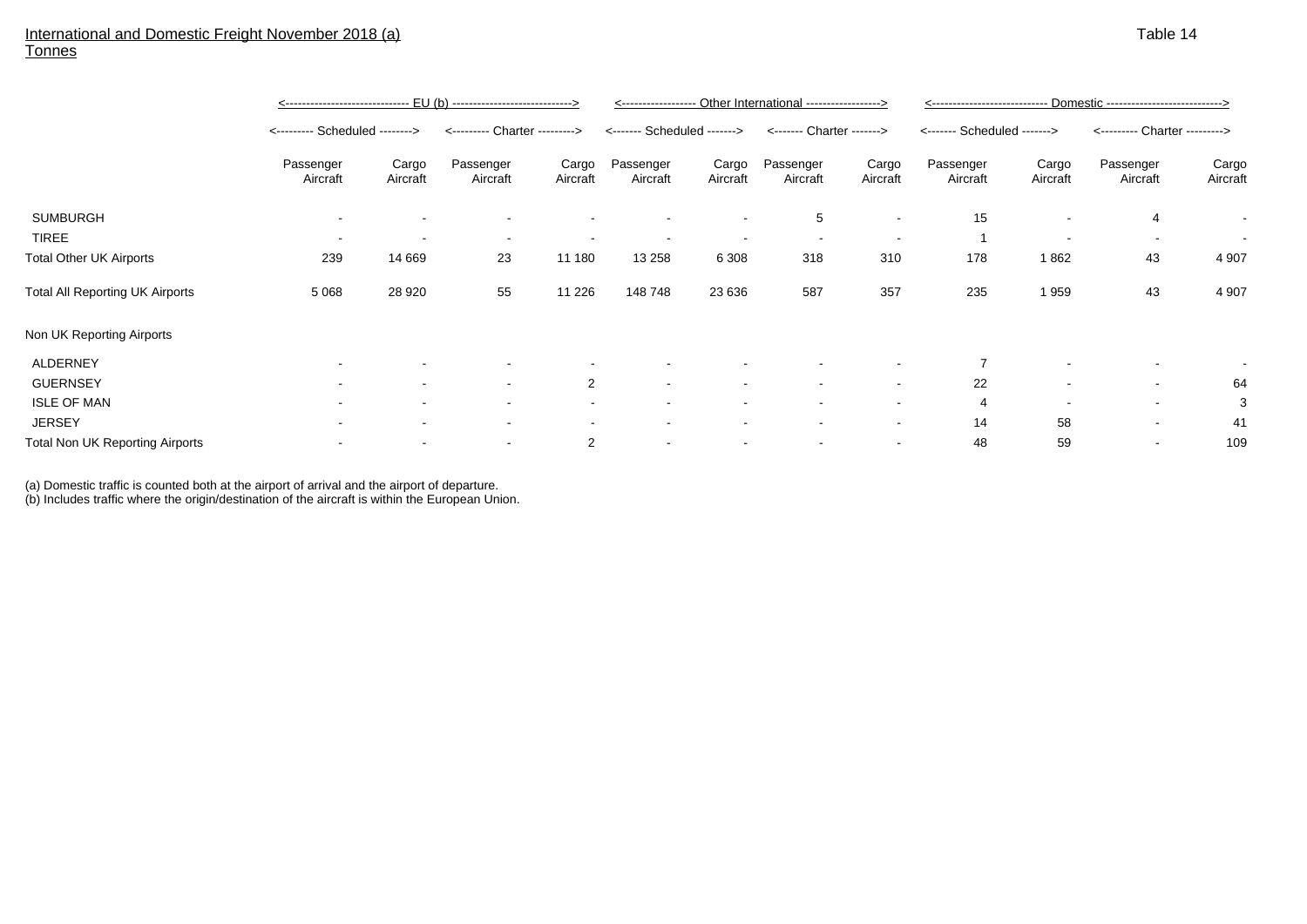International and Domestic Freight November 2018 (a)
Tonnes

Table 14

| | EU (b) | | | | Other International | | | | Domestic | | | |
|---|---|---|---|---|---|---|---|---|---|---|---|---|
| | Scheduled | | Charter | | Scheduled | | Charter | | Scheduled | | Charter | |
| | Passenger Aircraft | Cargo Aircraft | Passenger Aircraft | Cargo Aircraft | Passenger Aircraft | Cargo Aircraft | Passenger Aircraft | Cargo Aircraft | Passenger Aircraft | Cargo Aircraft | Passenger Aircraft | Cargo Aircraft |
| SUMBURGH | - | - | - | - | - | - | 5 | - | 15 | - | 4 | - |
| TIREE | - | - | - | - | - | - | - | - | 1 | - | - | - |
| Total Other UK Airports | 239 | 14 669 | 23 | 11 180 | 13 258 | 6 308 | 318 | 310 | 178 | 1 862 | 43 | 4 907 |
| Total All Reporting UK Airports | 5 068 | 28 920 | 55 | 11 226 | 148 748 | 23 636 | 587 | 357 | 235 | 1 959 | 43 | 4 907 |
| Non UK Reporting Airports | | | | | | | | | | | | |
| ALDERNEY | - | - | - | - | - | - | - | - | 7 | - | - | - |
| GUERNSEY | - | - | - | 2 | - | - | - | - | 22 | - | - | 64 |
| ISLE OF MAN | - | - | - | - | - | - | - | - | 4 | - | - | 3 |
| JERSEY | - | - | - | - | - | - | - | - | 14 | 58 | - | 41 |
| Total Non UK Reporting Airports | - | - | - | 2 | - | - | - | - | 48 | 59 | - | 109 |

(a) Domestic traffic is counted both at the airport of arrival and the airport of departure.
(b) Includes traffic where the origin/destination of the aircraft is within the European Union.